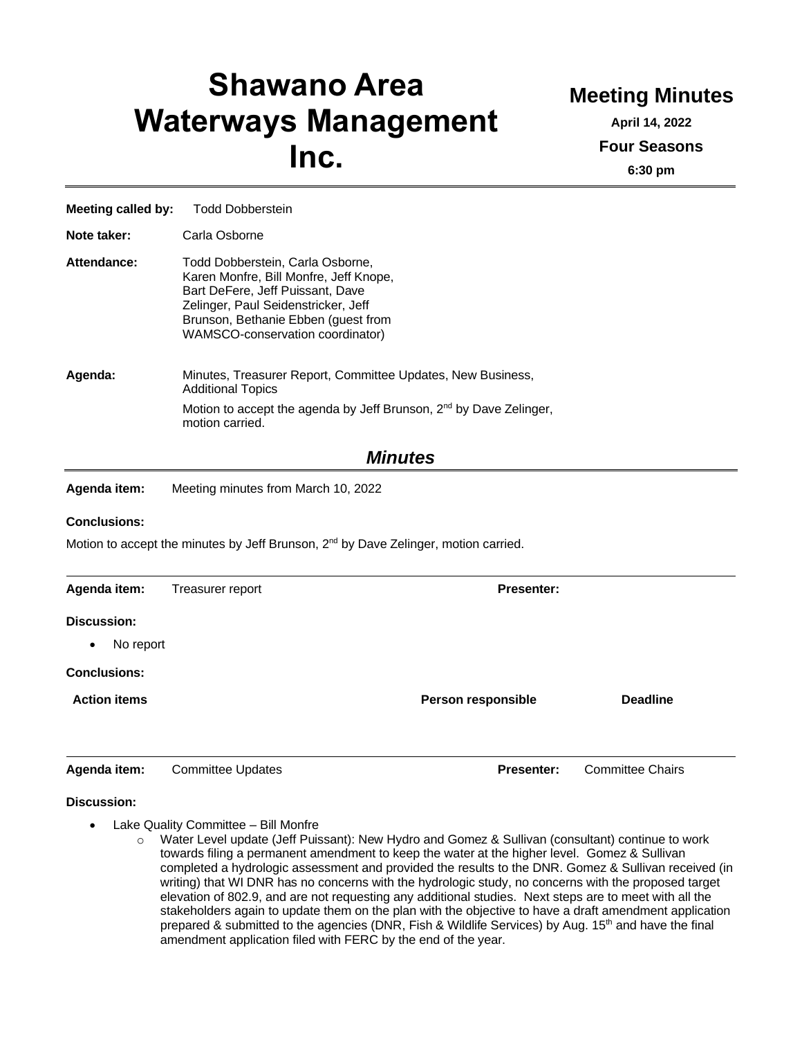# Shawano Area Waterways Management Inc.

## Meeting Minutes

**April 14, 2022**

**Four Seasons**

**6:30 pm**

---

**Meeting called by:** Todd Dobberstein

**Note taker:** Carla Osborne

**Attendance:** Todd Dobberstein, Carla Osborne, Karen Monfre, Bill Monfre, Jeff Knope, Bart DeFere, Jeff Puissant, Dave Zelinger, Paul Seidenstricker, Jeff Brunson, Bethanie Ebben (guest from WAMSCO-conservation coordinator)

**Agenda:** Minutes, Treasurer Report, Committee Updates, New Business, Additional Topics

Motion to accept the agenda by Jeff Brunson, 2nd by Dave Zelinger, motion carried.

## *Minutes*

**Agenda item:** Meeting minutes from March 10, 2022

**Conclusions:**

Motion to accept the minutes by Jeff Brunson, 2nd by Dave Zelinger, motion carried.

---

**Agenda item:** Treasurer report **Presenter:**

**Discussion:**

- No report

**Conclusions:**

| Action items | Person responsible | Deadline |
|---|---|---|
| | | |

---

**Agenda item:** Committee Updates **Presenter:** Committee Chairs

**Discussion:**

- Lake Quality Committee – Bill Monfre
  - Water Level update (Jeff Puissant): New Hydro and Gomez & Sullivan (consultant) continue to work towards filing a permanent amendment to keep the water at the higher level. Gomez & Sullivan completed a hydrologic assessment and provided the results to the DNR. Gomez & Sullivan received (in writing) that WI DNR has no concerns with the hydrologic study, no concerns with the proposed target elevation of 802.9, and are not requesting any additional studies. Next steps are to meet with all the stakeholders again to update them on the plan with the objective to have a draft amendment application prepared & submitted to the agencies (DNR, Fish & Wildlife Services) by Aug. 15th and have the final amendment application filed with FERC by the end of the year.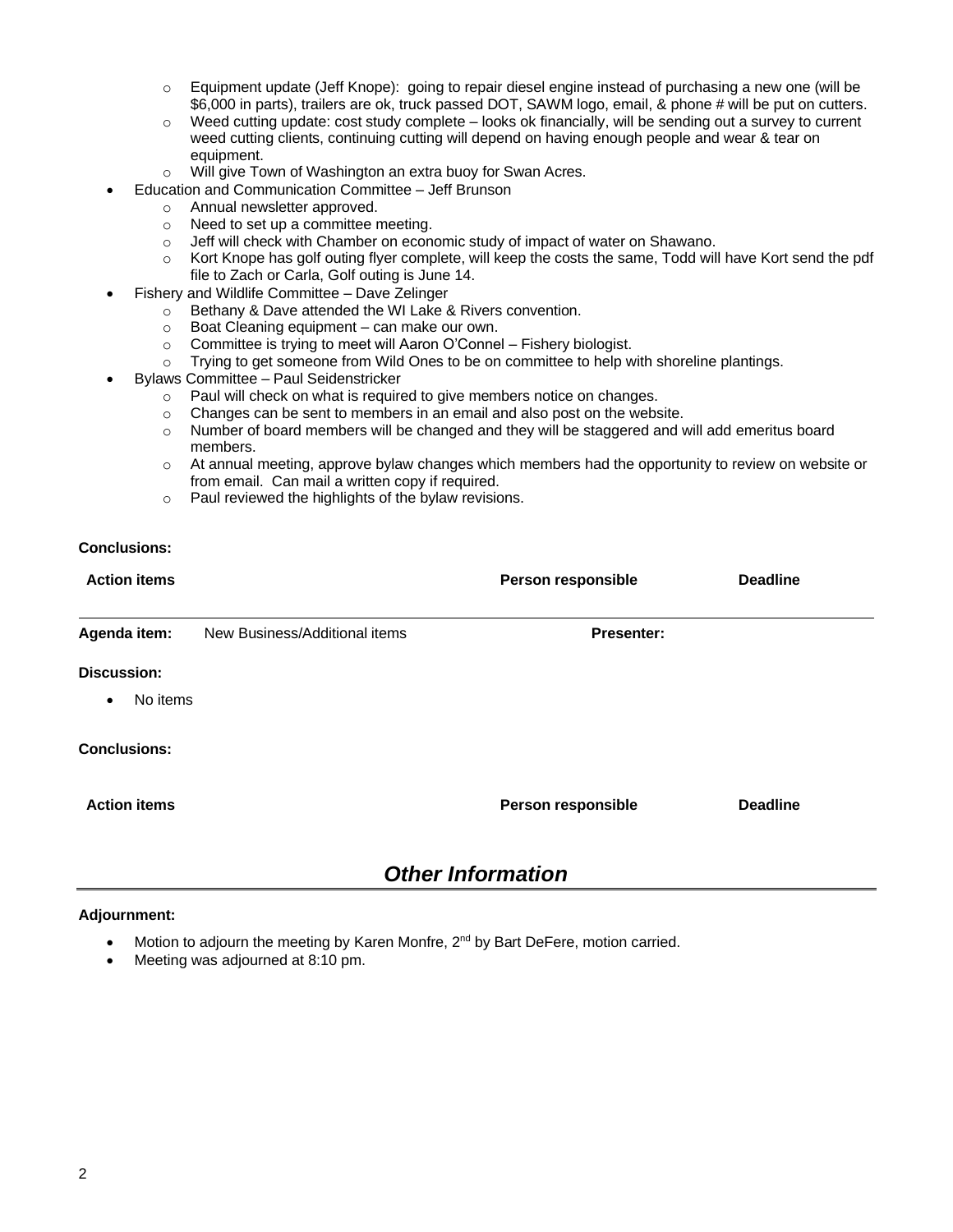- Equipment update (Jeff Knope): going to repair diesel engine instead of purchasing a new one (will be $6,000 in parts), trailers are ok, truck passed DOT, SAWM logo, email, & phone # will be put on cutters.
    - Weed cutting update: cost study complete – looks ok financially, will be sending out a survey to current weed cutting clients, continuing cutting will depend on having enough people and wear & tear on equipment.
    - Will give Town of Washington an extra buoy for Swan Acres.
- Education and Communication Committee – Jeff Brunson
    - Annual newsletter approved.
    - Need to set up a committee meeting.
    - Jeff will check with Chamber on economic study of impact of water on Shawano.
    - Kort Knope has golf outing flyer complete, will keep the costs the same, Todd will have Kort send the pdf file to Zach or Carla, Golf outing is June 14.
- Fishery and Wildlife Committee – Dave Zelinger
    - Bethany & Dave attended the WI Lake & Rivers convention.
    - Boat Cleaning equipment – can make our own.
    - Committee is trying to meet will Aaron O'Connel – Fishery biologist.
    - Trying to get someone from Wild Ones to be on committee to help with shoreline plantings.
- Bylaws Committee – Paul Seidenstricker
    - Paul will check on what is required to give members notice on changes.
    - Changes can be sent to members in an email and also post on the website.
    - Number of board members will be changed and they will be staggered and will add emeritus board members.
    - At annual meeting, approve bylaw changes which members had the opportunity to review on website or from email. Can mail a written copy if required.
    - Paul reviewed the highlights of the bylaw revisions.

**Conclusions:**

| Action items | Person responsible | Deadline |
|---|---|---|

**Agenda item:** New Business/Additional items **Presenter:**

**Discussion:**

- No items

**Conclusions:**

| Action items | Person responsible | Deadline |
|---|---|---|

## *Other Information*

**Adjournment:**

- Motion to adjourn the meeting by Karen Monfre, 2nd by Bart DeFere, motion carried.
- Meeting was adjourned at 8:10 pm.